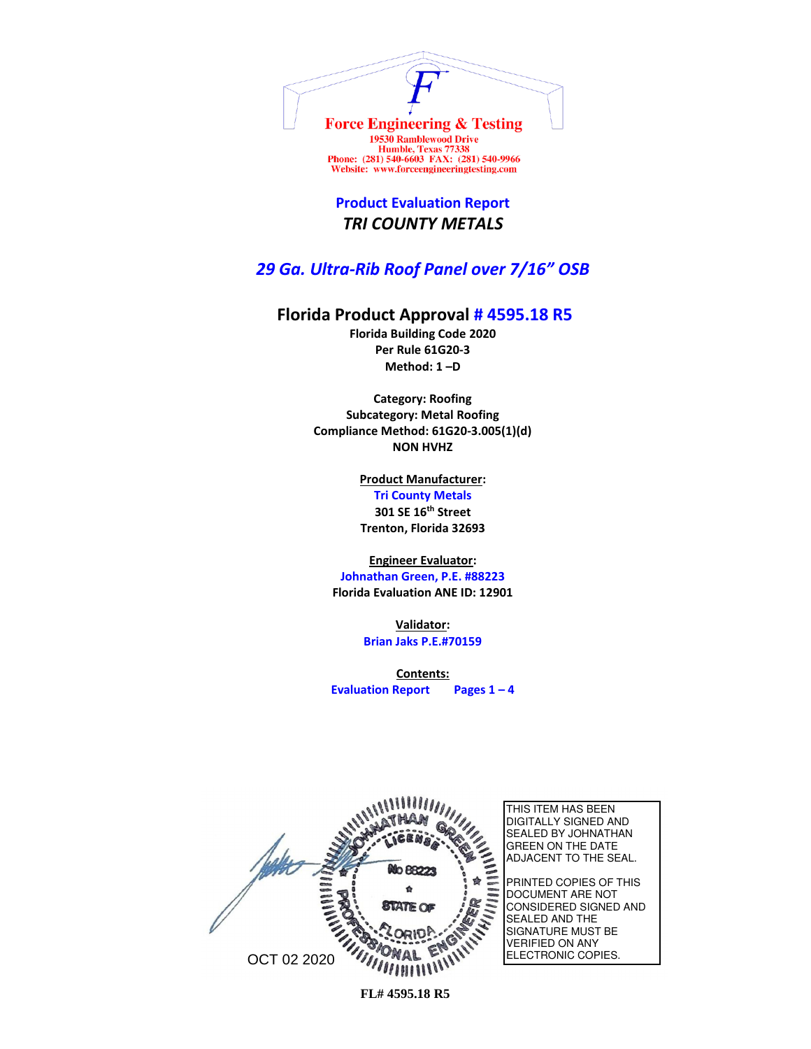Force Engineering & Testing
19530 Ramblewood Drive
Humble, Texas 77338
Phone: (281) 540-6603 FAX: (281) 540-9966
Website: www.forceengineeringtesting.com

## Product Evaluation Report

## *TRI COUNTY METALS*

## *29 Ga. Ultra-Rib Roof Panel over 7/16" OSB*

## Florida Product Approval # 4595.18 R5

**Florida Building Code 2020**
**Per Rule 61G20-3**
**Method: 1 –D**

**Category: Roofing**
**Subcategory: Metal Roofing**
**Compliance Method: 61G20-3.005(1)(d)**
**NON HVHZ**

**Product Manufacturer:**
**Tri County Metals**
**301 SE 16th Street**
**Trenton, Florida 32693**

**Engineer Evaluator:**
**Johnathan Green, P.E. #88223**
**Florida Evaluation ANE ID: 12901**

**Validator:**
**Brian Jaks P.E.#70159**

**Contents:**
**Evaluation Report Pages 1 – 4**

JOHNATHAN GREEN LICENSE No 88223 STATE OF FLORIDA PROFESSIONAL ENGINEER

OCT 02 2020

THIS ITEM HAS BEEN DIGITALLY SIGNED AND SEALED BY JOHNATHAN GREEN ON THE DATE ADJACENT TO THE SEAL.

PRINTED COPIES OF THIS DOCUMENT ARE NOT CONSIDERED SIGNED AND SEALED AND THE SIGNATURE MUST BE VERIFIED ON ANY ELECTRONIC COPIES.

FL# 4595.18 R5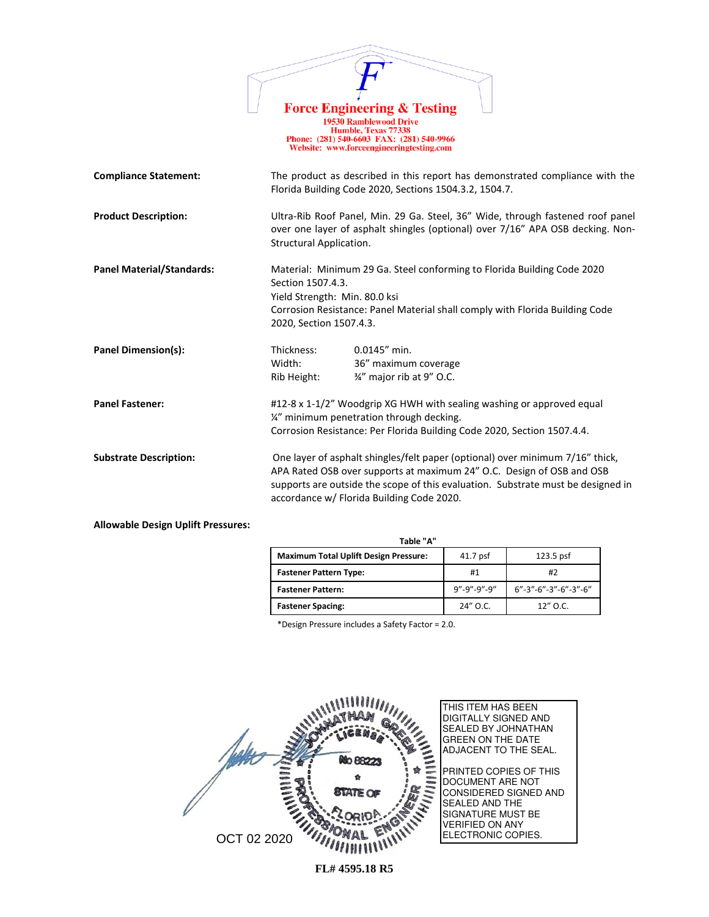**Force Engineering & Testing**
19530 Ramblewood Drive
Humble, Texas 77338
Phone: (281) 540-6603 FAX: (281) 540-9966
Website: www.forceengineeringtesting.com

**Compliance Statement:** The product as described in this report has demonstrated compliance with the Florida Building Code 2020, Sections 1504.3.2, 1504.7.

**Product Description:** Ultra-Rib Roof Panel, Min. 29 Ga. Steel, 36" Wide, through fastened roof panel over one layer of asphalt shingles (optional) over 7/16" APA OSB decking. Non-Structural Application.

**Panel Material/Standards:** Material: Minimum 29 Ga. Steel conforming to Florida Building Code 2020 Section 1507.4.3.
Yield Strength: Min. 80.0 ksi
Corrosion Resistance: Panel Material shall comply with Florida Building Code 2020, Section 1507.4.3.

**Panel Dimension(s):**
Thickness: 0.0145" min.
Width: 36" maximum coverage
Rib Height: ¾" major rib at 9" O.C.

**Panel Fastener:** #12-8 x 1-1/2" Woodgrip XG HWH with sealing washing or approved equal
¼" minimum penetration through decking.
Corrosion Resistance: Per Florida Building Code 2020, Section 1507.4.4.

**Substrate Description:** One layer of asphalt shingles/felt paper (optional) over minimum 7/16" thick, APA Rated OSB over supports at maximum 24" O.C. Design of OSB and OSB supports are outside the scope of this evaluation. Substrate must be designed in accordance w/ Florida Building Code 2020.

**Allowable Design Uplift Pressures:**

Table "A"

| **Maximum Total Uplift Design Pressure:** | 41.7 psf | 123.5 psf |
|---|---|---|
| **Fastener Pattern Type:** | #1 | #2 |
| **Fastener Pattern:** | 9"-9"-9"-9" | 6"-3"-6"-3"-6"-3"-6" |
| **Fastener Spacing:** | 24" O.C. | 12" O.C. |

*Design Pressure includes a Safety Factor = 2.0.

JOHNATHAN GREEN LICENSE No 88223 STATE OF FLORIDA PROFESSIONAL ENGINEER

OCT 02 2020

THIS ITEM HAS BEEN DIGITALLY SIGNED AND SEALED BY JOHNATHAN GREEN ON THE DATE ADJACENT TO THE SEAL.

PRINTED COPIES OF THIS DOCUMENT ARE NOT CONSIDERED SIGNED AND SEALED AND THE SIGNATURE MUST BE VERIFIED ON ANY ELECTRONIC COPIES.

**FL# 4595.18 R5**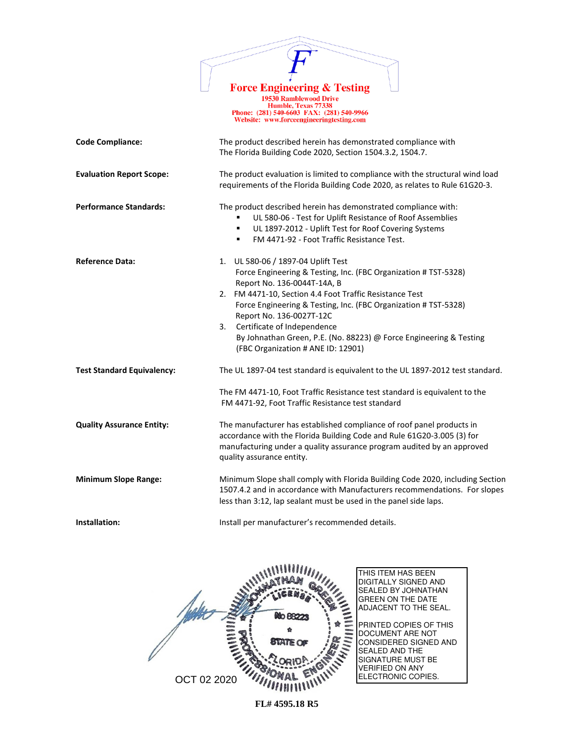**Force Engineering & Testing**
19530 Ramblewood Drive
Humble, Texas 77338
Phone: (281) 540-6603 FAX: (281) 540-9966
Website: www.forceengineeringtesting.com

**Code Compliance:** The product described herein has demonstrated compliance with The Florida Building Code 2020, Section 1504.3.2, 1504.7.

**Evaluation Report Scope:** The product evaluation is limited to compliance with the structural wind load requirements of the Florida Building Code 2020, as relates to Rule 61G20-3.

**Performance Standards:** The product described herein has demonstrated compliance with:

- UL 580-06 - Test for Uplift Resistance of Roof Assemblies
- UL 1897-2012 - Uplift Test for Roof Covering Systems
- FM 4471-92 - Foot Traffic Resistance Test.

**Reference Data:**

1. UL 580-06 / 1897-04 Uplift Test
   Force Engineering & Testing, Inc. (FBC Organization # TST-5328)
   Report No. 136-0044T-14A, B
2. FM 4471-10, Section 4.4 Foot Traffic Resistance Test
   Force Engineering & Testing, Inc. (FBC Organization # TST-5328)
   Report No. 136-0027T-12C
3. Certificate of Independence
   By Johnathan Green, P.E. (No. 88223) @ Force Engineering & Testing
   (FBC Organization # ANE ID: 12901)

**Test Standard Equivalency:** The UL 1897-04 test standard is equivalent to the UL 1897-2012 test standard.

The FM 4471-10, Foot Traffic Resistance test standard is equivalent to the FM 4471-92, Foot Traffic Resistance test standard

**Quality Assurance Entity:** The manufacturer has established compliance of roof panel products in accordance with the Florida Building Code and Rule 61G20-3.005 (3) for manufacturing under a quality assurance program audited by an approved quality assurance entity.

**Minimum Slope Range:** Minimum Slope shall comply with Florida Building Code 2020, including Section 1507.4.2 and in accordance with Manufacturers recommendations. For slopes less than 3:12, lap sealant must be used in the panel side laps.

**Installation:** Install per manufacturer's recommended details.

JOHNATHAN GREEN
LICENSE
No 88223
STATE OF
FLORIDA
PROFESSIONAL ENGINEER

OCT 02 2020

THIS ITEM HAS BEEN DIGITALLY SIGNED AND SEALED BY JOHNATHAN GREEN ON THE DATE ADJACENT TO THE SEAL.

PRINTED COPIES OF THIS DOCUMENT ARE NOT CONSIDERED SIGNED AND SEALED AND THE SIGNATURE MUST BE VERIFIED ON ANY ELECTRONIC COPIES.

**FL# 4595.18 R5**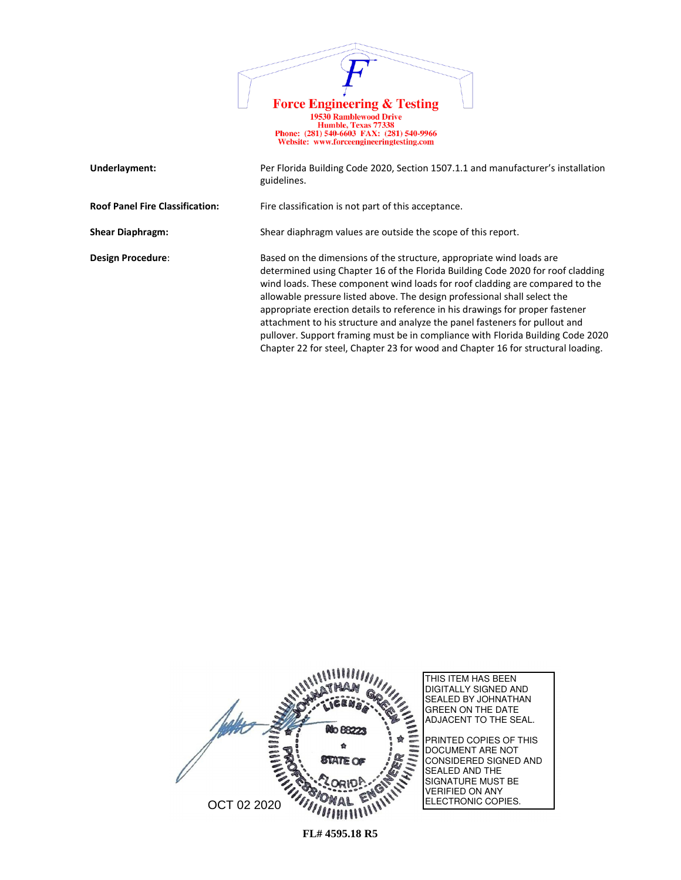Force Engineering & Testing
19530 Ramblewood Drive
Humble, Texas 77338
Phone: (281) 540-6603 FAX: (281) 540-9966
Website: www.forceengineeringtesting.com

| | |
|---|---|
| **Underlayment:** | Per Florida Building Code 2020, Section 1507.1.1 and manufacturer's installation guidelines. |
| **Roof Panel Fire Classification:** | Fire classification is not part of this acceptance. |
| **Shear Diaphragm:** | Shear diaphragm values are outside the scope of this report. |
| **Design Procedure**: | Based on the dimensions of the structure, appropriate wind loads are determined using Chapter 16 of the Florida Building Code 2020 for roof cladding wind loads. These component wind loads for roof cladding are compared to the allowable pressure listed above. The design professional shall select the appropriate erection details to reference in his drawings for proper fastener attachment to his structure and analyze the panel fasteners for pullout and pullover. Support framing must be in compliance with Florida Building Code 2020 Chapter 22 for steel, Chapter 23 for wood and Chapter 16 for structural loading. |

JOHNATHAN GREEN LICENSE No 88223 STATE OF FLORIDA PROFESSIONAL ENGINEER

OCT 02 2020

THIS ITEM HAS BEEN DIGITALLY SIGNED AND SEALED BY JOHNATHAN GREEN ON THE DATE ADJACENT TO THE SEAL.

PRINTED COPIES OF THIS DOCUMENT ARE NOT CONSIDERED SIGNED AND SEALED AND THE SIGNATURE MUST BE VERIFIED ON ANY ELECTRONIC COPIES.

FL# 4595.18 R5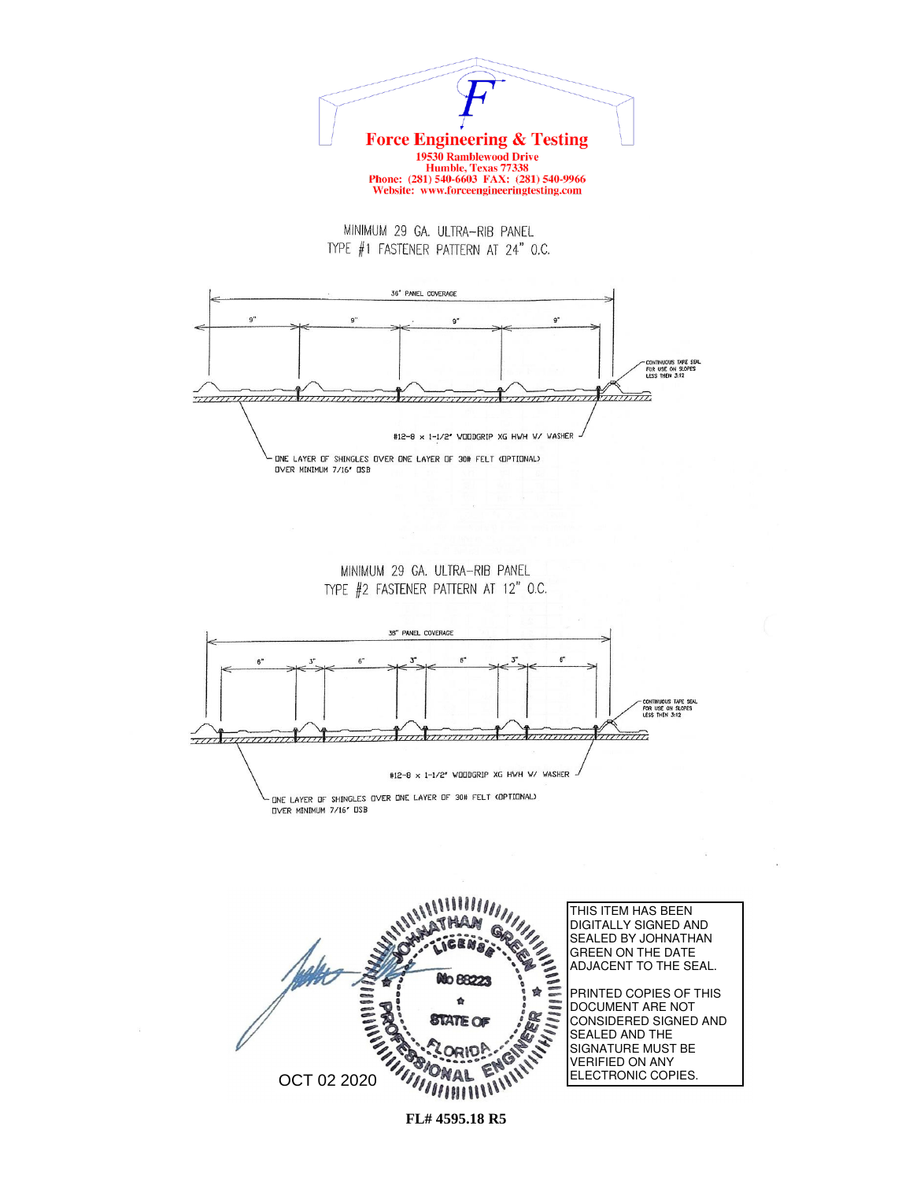**Force Engineering & Testing**
19530 Ramblewood Drive
Humble, Texas 77338
Phone: (281) 540-6603 FAX: (281) 540-9966
Website: www.forceengineeringtesting.com

MINIMUM 29 GA. ULTRA-RIB PANEL
TYPE #1 FASTENER PATTERN AT 24" O.C.

36" PANEL COVERAGE

9"
9"
9"
9"

CONTINUOUS TAPE SEAL FOR USE ON SLOPES LESS THEN 3:12

#12-8 x 1-1/2" WOODGRIP XG HWH W/ WASHER

ONE LAYER OF SHINGLES OVER ONE LAYER OF 30# FELT (OPTIONAL) OVER MINIMUM 7/16" OSB

MINIMUM 29 GA. ULTRA-RIB PANEL
TYPE #2 FASTENER PATTERN AT 12" O.C.

36" PANEL COVERAGE

6"
3"
6"
3"
6"
3"
6"

CONTINUOUS TAPE SEAL FOR USE ON SLOPES LESS THEN 3:12

#12-8 x 1-1/2" WOODGRIP XG HWH W/ WASHER

ONE LAYER OF SHINGLES OVER ONE LAYER OF 30# FELT (OPTIONAL) OVER MINIMUM 7/16" OSB

JOHNATHAN GREEN
LICENSE
No 88223
STATE OF
FLORIDA
PROFESSIONAL ENGINEER

OCT 02 2020

THIS ITEM HAS BEEN DIGITALLY SIGNED AND SEALED BY JOHNATHAN GREEN ON THE DATE ADJACENT TO THE SEAL.

PRINTED COPIES OF THIS DOCUMENT ARE NOT CONSIDERED SIGNED AND SEALED AND THE SIGNATURE MUST BE VERIFIED ON ANY ELECTRONIC COPIES.

**FL# 4595.18 R5**